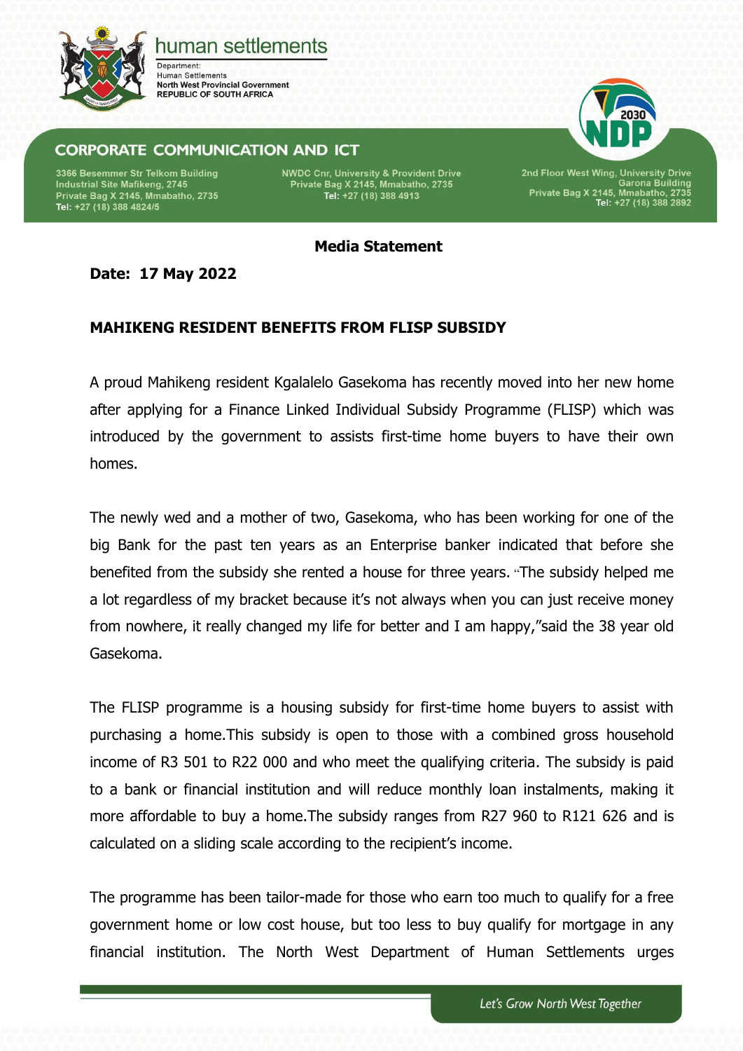human settlements

Department:
Human Settlements
North West Provincial Government
REPUBLIC OF SOUTH AFRICA

CORPORATE COMMUNICATION AND ICT

3366 Besemmer Str Telkom Building
Industrial Site Mafikeng, 2745
Private Bag X 2145, Mmabatho, 2735
Tel: +27 (18) 388 4824/5

NWDC Cnr, University & Provident Drive
Private Bag X 2145, Mmabatho, 2735
Tel: +27 (18) 388 4913

2nd Floor West Wing, University Drive
Garona Building
Private Bag X 2145, Mmabatho, 2735
Tel: +27 (18) 388 2892

**Media Statement**

**Date: 17 May 2022**

**MAHIKENG RESIDENT BENEFITS FROM FLISP SUBSIDY**

A proud Mahikeng resident Kgalalelo Gasekoma has recently moved into her new home after applying for a Finance Linked Individual Subsidy Programme (FLISP) which was introduced by the government to assists first-time home buyers to have their own homes.

The newly wed and a mother of two, Gasekoma, who has been working for one of the big Bank for the past ten years as an Enterprise banker indicated that before she benefited from the subsidy she rented a house for three years. "The subsidy helped me a lot regardless of my bracket because it's not always when you can just receive money from nowhere, it really changed my life for better and I am happy,"said the 38 year old Gasekoma.

The FLISP programme is a housing subsidy for first-time home buyers to assist with purchasing a home.This subsidy is open to those with a combined gross household income of R3 501 to R22 000 and who meet the qualifying criteria. The subsidy is paid to a bank or financial institution and will reduce monthly loan instalments, making it more affordable to buy a home.The subsidy ranges from R27 960 to R121 626 and is calculated on a sliding scale according to the recipient's income.

The programme has been tailor-made for those who earn too much to qualify for a free government home or low cost house, but too less to buy qualify for mortgage in any financial institution. The North West Department of Human Settlements urges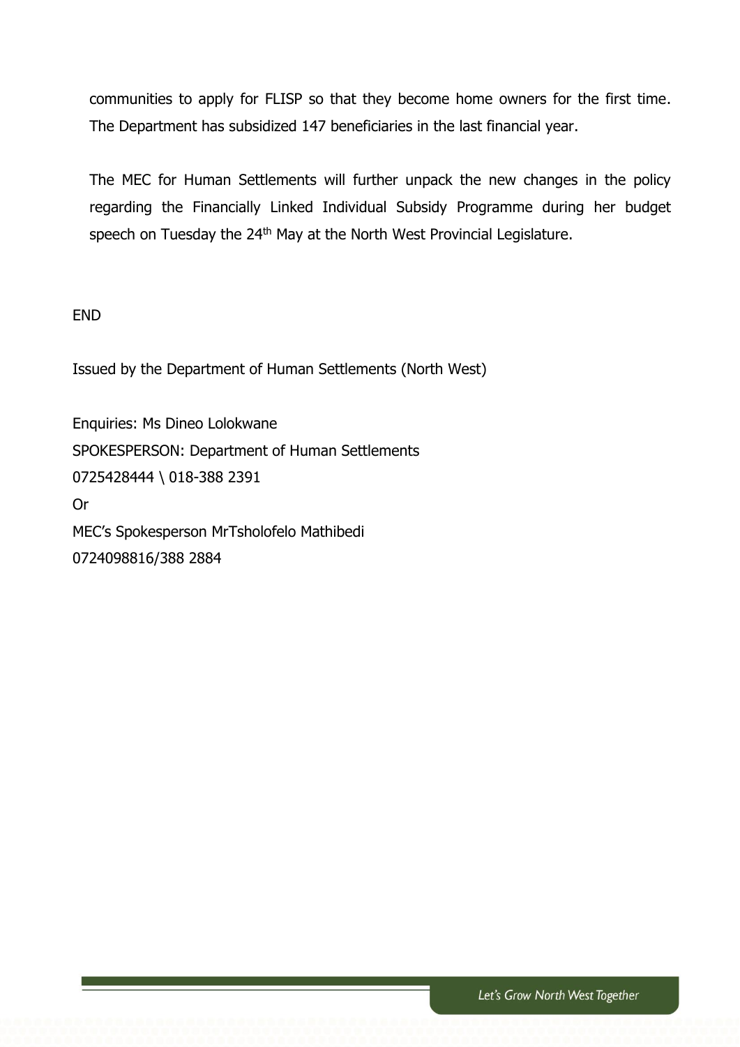communities to apply for FLISP so that they become home owners for the first time. The Department has subsidized 147 beneficiaries in the last financial year.

The MEC for Human Settlements will further unpack the new changes in the policy regarding the Financially Linked Individual Subsidy Programme during her budget speech on Tuesday the 24th May at the North West Provincial Legislature.

END

Issued by the Department of Human Settlements (North West)

Enquiries: Ms Dineo Lolokwane  
SPOKESPERSON: Department of Human Settlements  
0725428444 \ 018-388 2391  
Or  
MEC's Spokesperson MrTsholofelo Mathibedi  
0724098816/388 2884